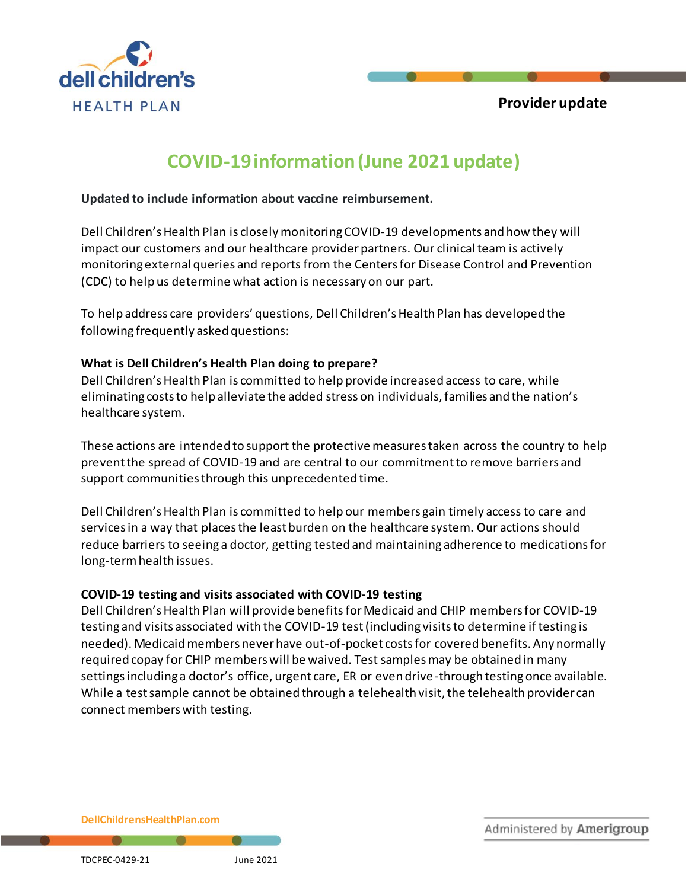dell children's HEALTH PLAN

**Provider update**

# COVID-19 information (June 2021 update)

**Updated to include information about vaccine reimbursement.**

Dell Children's Health Plan is closely monitoring COVID-19 developments and how they will impact our customers and our healthcare provider partners. Our clinical team is actively monitoring external queries and reports from the Centers for Disease Control and Prevention (CDC) to help us determine what action is necessary on our part.

To help address care providers' questions, Dell Children's Health Plan has developed the following frequently asked questions:

**What is Dell Children's Health Plan doing to prepare?**
Dell Children's Health Plan is committed to help provide increased access to care, while eliminating costs to help alleviate the added stress on individuals, families and the nation's healthcare system.

These actions are intended to support the protective measures taken across the country to help prevent the spread of COVID-19 and are central to our commitment to remove barriers and support communities through this unprecedented time.

Dell Children's Health Plan is committed to help our members gain timely access to care and services in a way that places the least burden on the healthcare system. Our actions should reduce barriers to seeing a doctor, getting tested and maintaining adherence to medications for long-term health issues.

**COVID-19 testing and visits associated with COVID-19 testing**
Dell Children's Health Plan will provide benefits for Medicaid and CHIP members for COVID-19 testing and visits associated with the COVID-19 test (including visits to determine if testing is needed). Medicaid members never have out-of-pocket costs for covered benefits. Any normally required copay for CHIP members will be waived. Test samples may be obtained in many settings including a doctor's office, urgent care, ER or even drive-through testing once available. While a test sample cannot be obtained through a telehealth visit, the telehealth provider can connect members with testing.

DellChildrensHealthPlan.com

Administered by Amerigroup

TDCPEC-0429-21 June 2021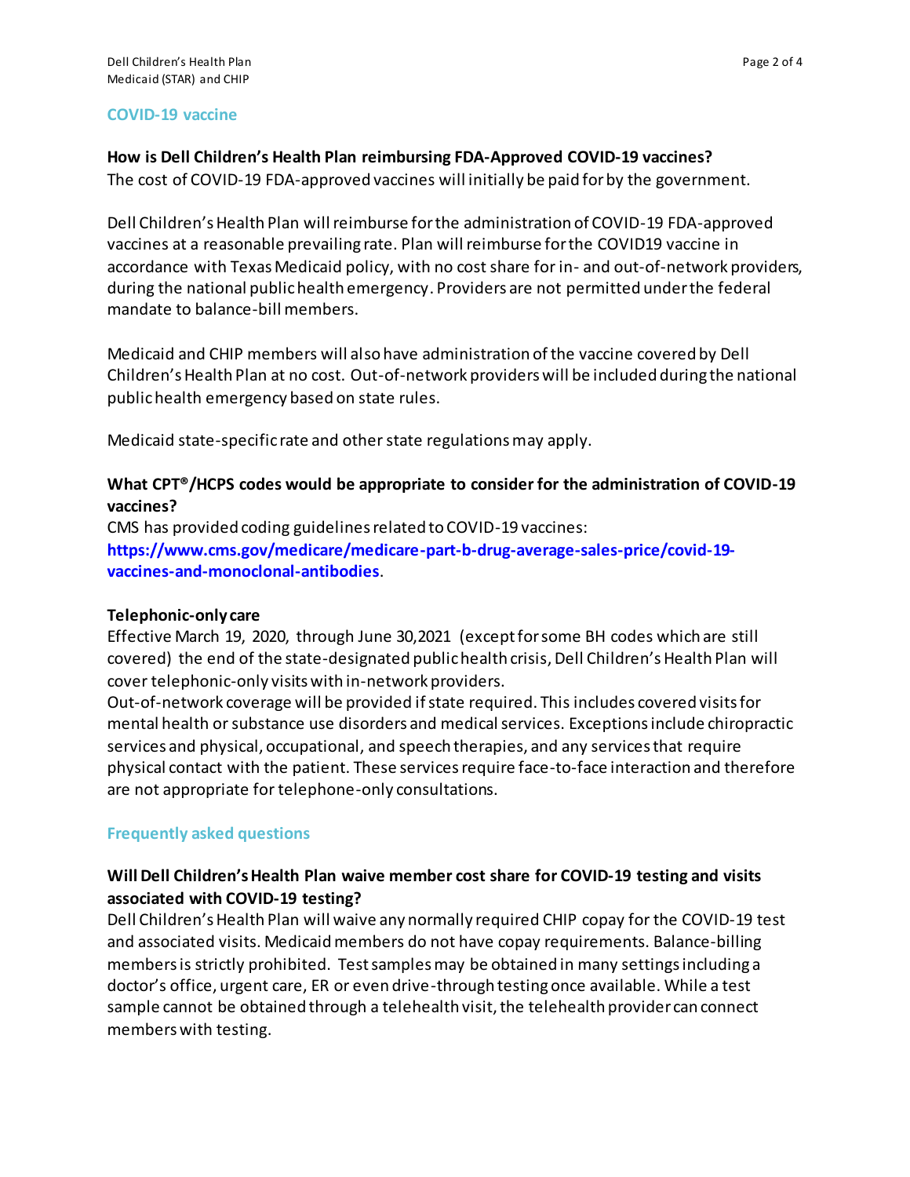## COVID-19 vaccine

**How is Dell Children's Health Plan reimbursing FDA-Approved COVID-19 vaccines?**
The cost of COVID-19 FDA-approved vaccines will initially be paid for by the government.

Dell Children's Health Plan will reimburse for the administration of COVID-19 FDA-approved vaccines at a reasonable prevailing rate. Plan will reimburse for the COVID19 vaccine in accordance with Texas Medicaid policy, with no cost share for in- and out-of-network providers, during the national public health emergency. Providers are not permitted under the federal mandate to balance-bill members.

Medicaid and CHIP members will also have administration of the vaccine covered by Dell Children's Health Plan at no cost. Out-of-network providers will be included during the national public health emergency based on state rules.

Medicaid state-specific rate and other state regulations may apply.

**What CPT®/HCPS codes would be appropriate to consider for the administration of COVID-19 vaccines?**
CMS has provided coding guidelines related to COVID-19 vaccines: **https://www.cms.gov/medicare/medicare-part-b-drug-average-sales-price/covid-19-vaccines-and-monoclonal-antibodies**.

**Telephonic-only care**
Effective March 19, 2020, through June 30,2021 (except for some BH codes which are still covered) the end of the state-designated public health crisis, Dell Children's Health Plan will cover telephonic-only visits with in-network providers.
Out-of-network coverage will be provided if state required. This includes covered visits for mental health or substance use disorders and medical services. Exceptions include chiropractic services and physical, occupational, and speech therapies, and any services that require physical contact with the patient. These services require face-to-face interaction and therefore are not appropriate for telephone-only consultations.

## Frequently asked questions

**Will Dell Children's Health Plan waive member cost share for COVID-19 testing and visits associated with COVID-19 testing?**
Dell Children's Health Plan will waive any normally required CHIP copay for the COVID-19 test and associated visits. Medicaid members do not have copay requirements. Balance-billing members is strictly prohibited. Test samples may be obtained in many settings including a doctor's office, urgent care, ER or even drive-through testing once available. While a test sample cannot be obtained through a telehealth visit, the telehealth provider can connect members with testing.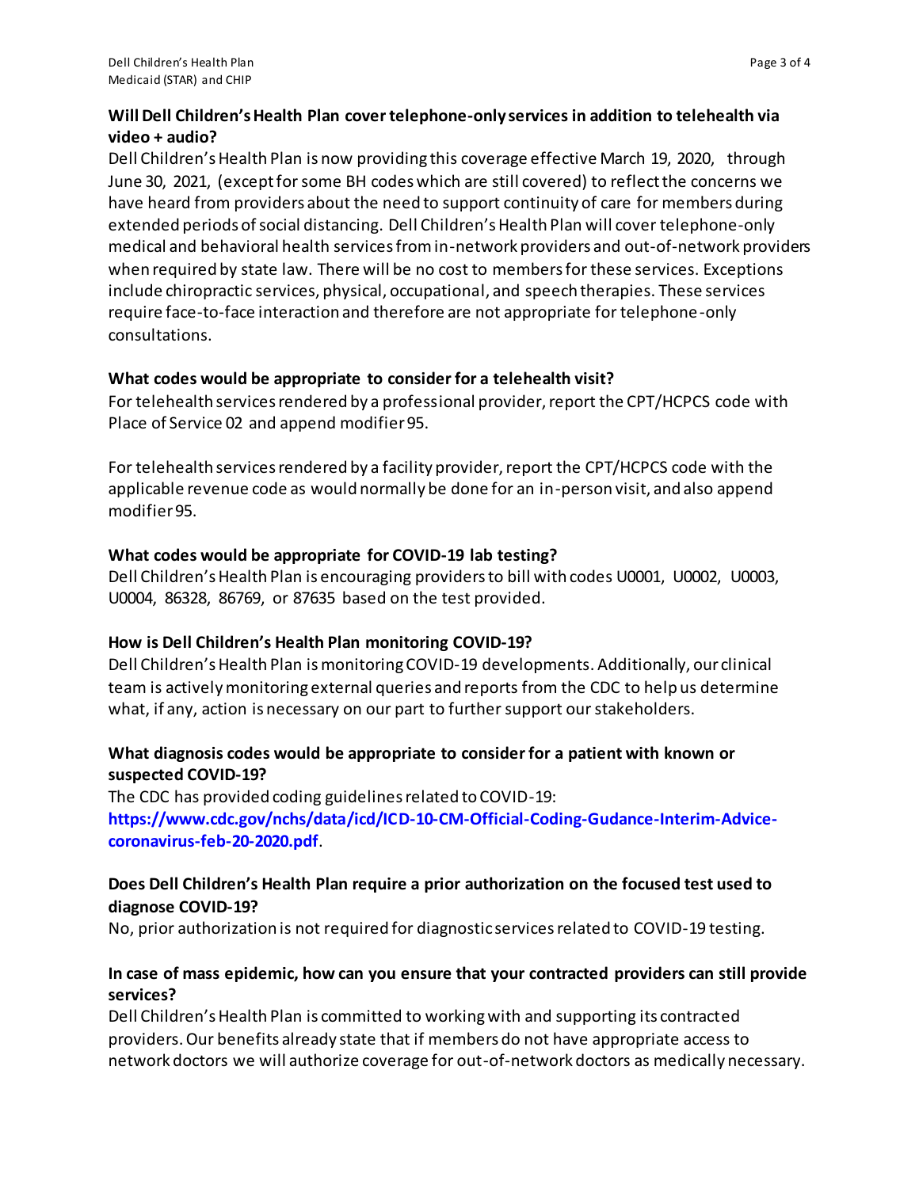**Will Dell Children's Health Plan cover telephone-only services in addition to telehealth via video + audio?**

Dell Children's Health Plan is now providing this coverage effective March 19, 2020, through June 30, 2021, (except for some BH codes which are still covered) to reflect the concerns we have heard from providers about the need to support continuity of care for members during extended periods of social distancing. Dell Children's Health Plan will cover telephone-only medical and behavioral health services from in-network providers and out-of-network providers when required by state law. There will be no cost to members for these services. Exceptions include chiropractic services, physical, occupational, and speech therapies. These services require face-to-face interaction and therefore are not appropriate for telephone-only consultations.

**What codes would be appropriate to consider for a telehealth visit?**

For telehealth services rendered by a professional provider, report the CPT/HCPCS code with Place of Service 02 and append modifier 95.

For telehealth services rendered by a facility provider, report the CPT/HCPCS code with the applicable revenue code as would normally be done for an in-person visit, and also append modifier 95.

**What codes would be appropriate for COVID-19 lab testing?**

Dell Children's Health Plan is encouraging providers to bill with codes U0001, U0002, U0003, U0004, 86328, 86769, or 87635 based on the test provided.

**How is Dell Children's Health Plan monitoring COVID-19?**

Dell Children's Health Plan is monitoring COVID-19 developments. Additionally, our clinical team is actively monitoring external queries and reports from the CDC to help us determine what, if any, action is necessary on our part to further support our stakeholders.

**What diagnosis codes would be appropriate to consider for a patient with known or suspected COVID-19?**

The CDC has provided coding guidelines related to COVID-19: **https://www.cdc.gov/nchs/data/icd/ICD-10-CM-Official-Coding-Gudance-Interim-Advice-coronavirus-feb-20-2020.pdf**.

**Does Dell Children's Health Plan require a prior authorization on the focused test used to diagnose COVID-19?**

No, prior authorization is not required for diagnostic services related to COVID-19 testing.

**In case of mass epidemic, how can you ensure that your contracted providers can still provide services?**

Dell Children's Health Plan is committed to working with and supporting its contracted providers. Our benefits already state that if members do not have appropriate access to network doctors we will authorize coverage for out-of-network doctors as medically necessary.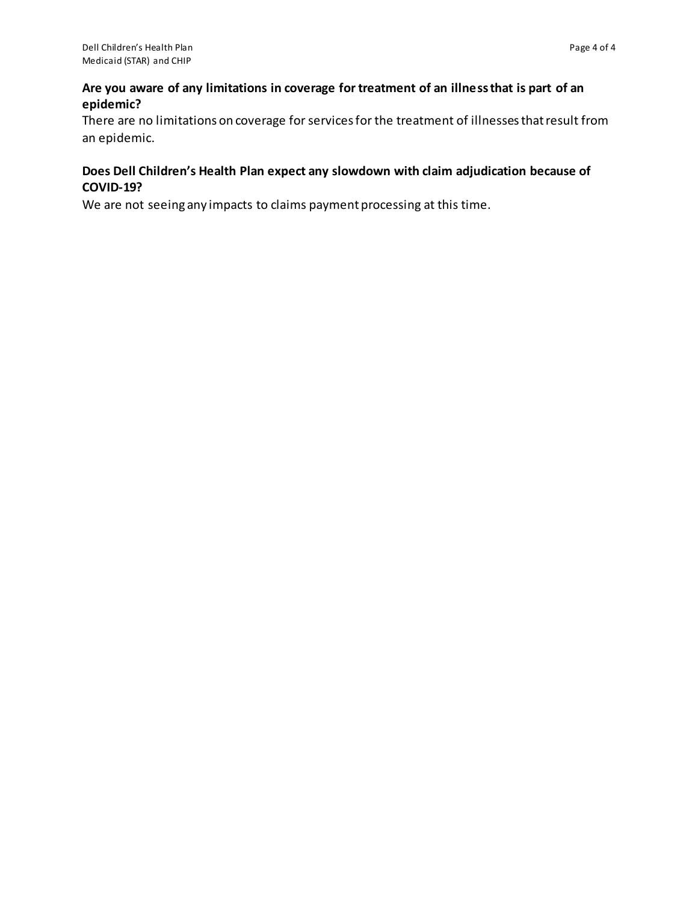**Are you aware of any limitations in coverage for treatment of an illness that is part of an epidemic?**

There are no limitations on coverage for services for the treatment of illnesses that result from an epidemic.

**Does Dell Children's Health Plan expect any slowdown with claim adjudication because of COVID-19?**

We are not seeing any impacts to claims payment processing at this time.